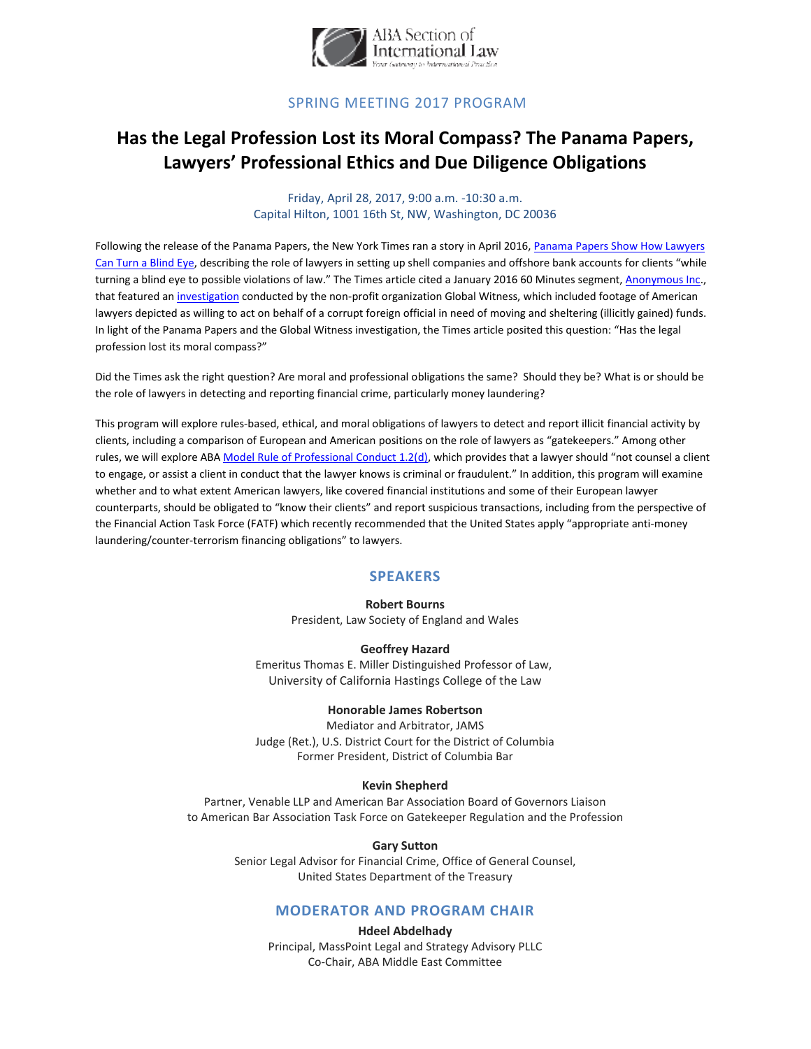ABA Section of International Law

*Your Gateway to International Practice*

SPRING MEETING 2017 PROGRAM

# Has the Legal Profession Lost its Moral Compass? The Panama Papers, Lawyers' Professional Ethics and Due Diligence Obligations

Friday, April 28, 2017, 9:00 a.m. -10:30 a.m.
Capital Hilton, 1001 16th St, NW, Washington, DC 20036

Following the release of the Panama Papers, the New York Times ran a story in April 2016, Panama Papers Show How Lawyers Can Turn a Blind Eye, describing the role of lawyers in setting up shell companies and offshore bank accounts for clients "while turning a blind eye to possible violations of law." The Times article cited a January 2016 60 Minutes segment, Anonymous Inc., that featured an investigation conducted by the non-profit organization Global Witness, which included footage of American lawyers depicted as willing to act on behalf of a corrupt foreign official in need of moving and sheltering (illicitly gained) funds. In light of the Panama Papers and the Global Witness investigation, the Times article posited this question: "Has the legal profession lost its moral compass?"

Did the Times ask the right question? Are moral and professional obligations the same? Should they be? What is or should be the role of lawyers in detecting and reporting financial crime, particularly money laundering?

This program will explore rules-based, ethical, and moral obligations of lawyers to detect and report illicit financial activity by clients, including a comparison of European and American positions on the role of lawyers as "gatekeepers." Among other rules, we will explore ABA Model Rule of Professional Conduct 1.2(d), which provides that a lawyer should "not counsel a client to engage, or assist a client in conduct that the lawyer knows is criminal or fraudulent." In addition, this program will examine whether and to what extent American lawyers, like covered financial institutions and some of their European lawyer counterparts, should be obligated to "know their clients" and report suspicious transactions, including from the perspective of the Financial Action Task Force (FATF) which recently recommended that the United States apply "appropriate anti-money laundering/counter-terrorism financing obligations" to lawyers.

## SPEAKERS

**Robert Bourns**
President, Law Society of England and Wales

**Geoffrey Hazard**
Emeritus Thomas E. Miller Distinguished Professor of Law,
University of California Hastings College of the Law

**Honorable James Robertson**
Mediator and Arbitrator, JAMS
Judge (Ret.), U.S. District Court for the District of Columbia
Former President, District of Columbia Bar

**Kevin Shepherd**
Partner, Venable LLP and American Bar Association Board of Governors Liaison
to American Bar Association Task Force on Gatekeeper Regulation and the Profession

**Gary Sutton**
Senior Legal Advisor for Financial Crime, Office of General Counsel,
United States Department of the Treasury

## MODERATOR AND PROGRAM CHAIR

**Hdeel Abdelhady**
Principal, MassPoint Legal and Strategy Advisory PLLC
Co-Chair, ABA Middle East Committee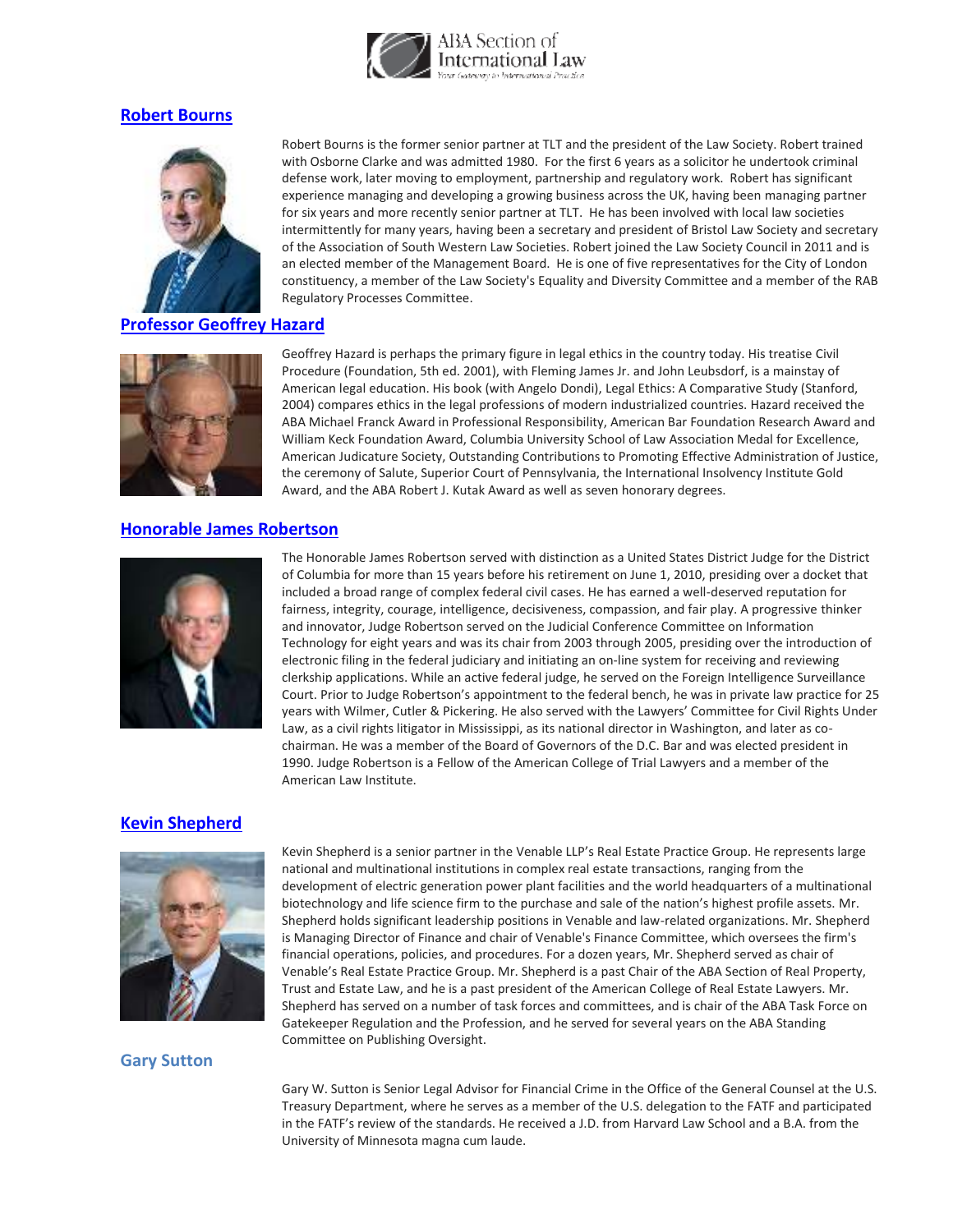## Robert Bourns

Robert Bourns is the former senior partner at TLT and the president of the Law Society. Robert trained with Osborne Clarke and was admitted 1980. For the first 6 years as a solicitor he undertook criminal defense work, later moving to employment, partnership and regulatory work. Robert has significant experience managing and developing a growing business across the UK, having been managing partner for six years and more recently senior partner at TLT. He has been involved with local law societies intermittently for many years, having been a secretary and president of Bristol Law Society and secretary of the Association of South Western Law Societies. Robert joined the Law Society Council in 2011 and is an elected member of the Management Board. He is one of five representatives for the City of London constituency, a member of the Law Society's Equality and Diversity Committee and a member of the RAB Regulatory Processes Committee.

## Professor Geoffrey Hazard

Geoffrey Hazard is perhaps the primary figure in legal ethics in the country today. His treatise Civil Procedure (Foundation, 5th ed. 2001), with Fleming James Jr. and John Leubsdorf, is a mainstay of American legal education. His book (with Angelo Dondi), Legal Ethics: A Comparative Study (Stanford, 2004) compares ethics in the legal professions of modern industrialized countries. Hazard received the ABA Michael Franck Award in Professional Responsibility, American Bar Foundation Research Award and William Keck Foundation Award, Columbia University School of Law Association Medal for Excellence, American Judicature Society, Outstanding Contributions to Promoting Effective Administration of Justice, the ceremony of Salute, Superior Court of Pennsylvania, the International Insolvency Institute Gold Award, and the ABA Robert J. Kutak Award as well as seven honorary degrees.

## Honorable James Robertson

The Honorable James Robertson served with distinction as a United States District Judge for the District of Columbia for more than 15 years before his retirement on June 1, 2010, presiding over a docket that included a broad range of complex federal civil cases. He has earned a well-deserved reputation for fairness, integrity, courage, intelligence, decisiveness, compassion, and fair play. A progressive thinker and innovator, Judge Robertson served on the Judicial Conference Committee on Information Technology for eight years and was its chair from 2003 through 2005, presiding over the introduction of electronic filing in the federal judiciary and initiating an on-line system for receiving and reviewing clerkship applications. While an active federal judge, he served on the Foreign Intelligence Surveillance Court. Prior to Judge Robertson's appointment to the federal bench, he was in private law practice for 25 years with Wilmer, Cutler & Pickering. He also served with the Lawyers' Committee for Civil Rights Under Law, as a civil rights litigator in Mississippi, as its national director in Washington, and later as co-chairman. He was a member of the Board of Governors of the D.C. Bar and was elected president in 1990. Judge Robertson is a Fellow of the American College of Trial Lawyers and a member of the American Law Institute.

## Kevin Shepherd

Kevin Shepherd is a senior partner in the Venable LLP's Real Estate Practice Group. He represents large national and multinational institutions in complex real estate transactions, ranging from the development of electric generation power plant facilities and the world headquarters of a multinational biotechnology and life science firm to the purchase and sale of the nation's highest profile assets. Mr. Shepherd holds significant leadership positions in Venable and law-related organizations. Mr. Shepherd is Managing Director of Finance and chair of Venable's Finance Committee, which oversees the firm's financial operations, policies, and procedures. For a dozen years, Mr. Shepherd served as chair of Venable's Real Estate Practice Group. Mr. Shepherd is a past Chair of the ABA Section of Real Property, Trust and Estate Law, and he is a past president of the American College of Real Estate Lawyers. Mr. Shepherd has served on a number of task forces and committees, and is chair of the ABA Task Force on Gatekeeper Regulation and the Profession, and he served for several years on the ABA Standing Committee on Publishing Oversight.

## Gary Sutton

Gary W. Sutton is Senior Legal Advisor for Financial Crime in the Office of the General Counsel at the U.S. Treasury Department, where he serves as a member of the U.S. delegation to the FATF and participated in the FATF's review of the standards. He received a J.D. from Harvard Law School and a B.A. from the University of Minnesota magna cum laude.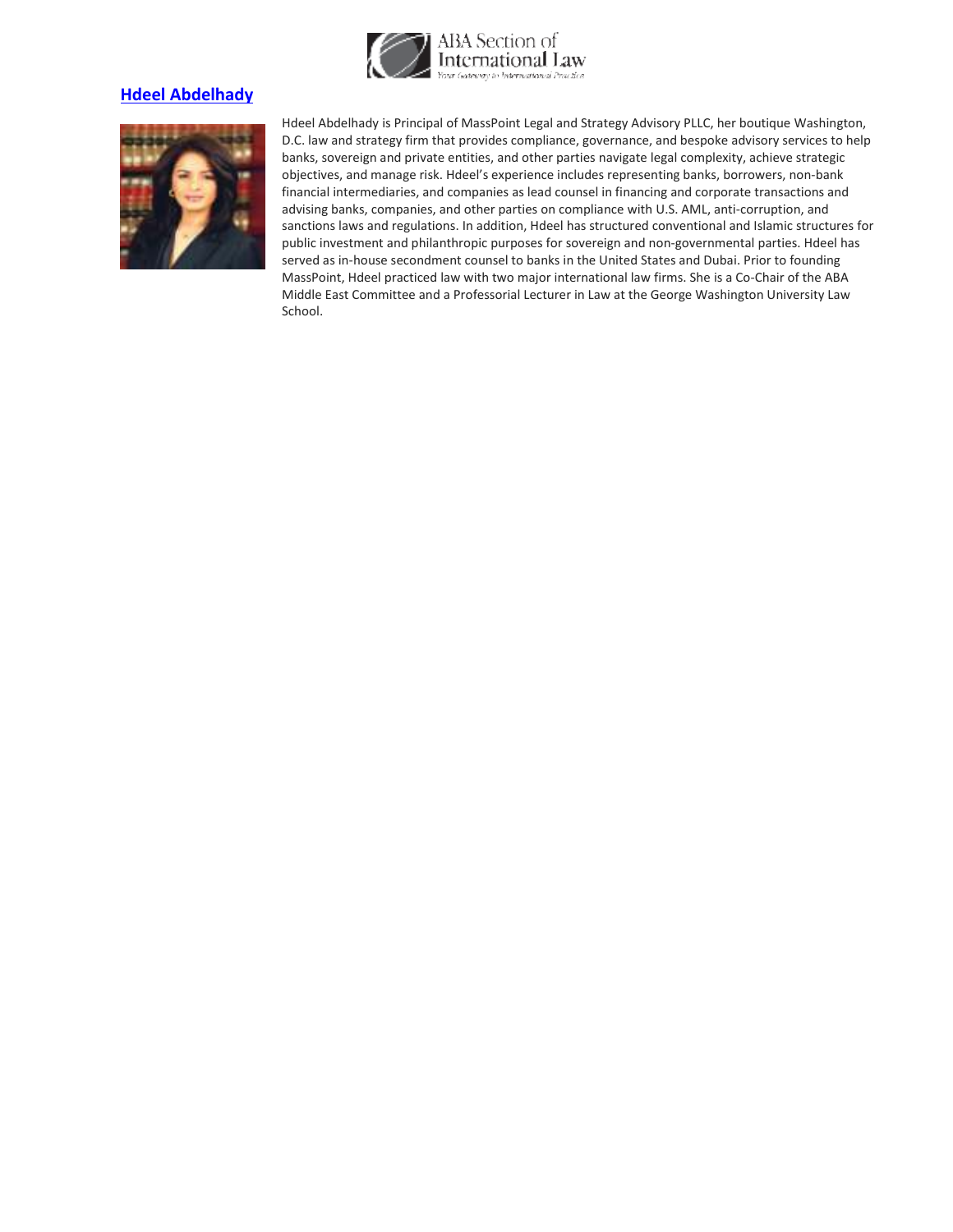## Hdeel Abdelhady

Hdeel Abdelhady is Principal of MassPoint Legal and Strategy Advisory PLLC, her boutique Washington, D.C. law and strategy firm that provides compliance, governance, and bespoke advisory services to help banks, sovereign and private entities, and other parties navigate legal complexity, achieve strategic objectives, and manage risk. Hdeel's experience includes representing banks, borrowers, non-bank financial intermediaries, and companies as lead counsel in financing and corporate transactions and advising banks, companies, and other parties on compliance with U.S. AML, anti-corruption, and sanctions laws and regulations. In addition, Hdeel has structured conventional and Islamic structures for public investment and philanthropic purposes for sovereign and non-governmental parties. Hdeel has served as in-house secondment counsel to banks in the United States and Dubai. Prior to founding MassPoint, Hdeel practiced law with two major international law firms. She is a Co-Chair of the ABA Middle East Committee and a Professorial Lecturer in Law at the George Washington University Law School.